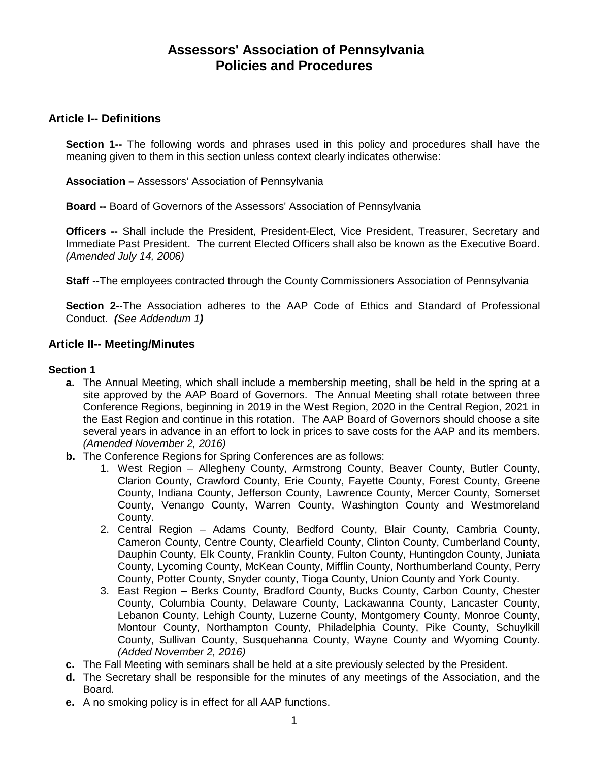# Assessors' Association of Pennsylvania
# Policies and Procedures

## Article I-- Definitions

**Section 1--** The following words and phrases used in this policy and procedures shall have the meaning given to them in this section unless context clearly indicates otherwise:

**Association –** Assessors' Association of Pennsylvania

**Board --** Board of Governors of the Assessors' Association of Pennsylvania

**Officers --** Shall include the President, President-Elect, Vice President, Treasurer, Secretary and Immediate Past President. The current Elected Officers shall also be known as the Executive Board. *(Amended July 14, 2006)*

**Staff --**The employees contracted through the County Commissioners Association of Pennsylvania

**Section 2**--The Association adheres to the AAP Code of Ethics and Standard of Professional Conduct. ***(****See Addendum 1****)***

## Article II-- Meeting/Minutes

**Section 1**

- **a.** The Annual Meeting, which shall include a membership meeting, shall be held in the spring at a site approved by the AAP Board of Governors. The Annual Meeting shall rotate between three Conference Regions, beginning in 2019 in the West Region, 2020 in the Central Region, 2021 in the East Region and continue in this rotation. The AAP Board of Governors should choose a site several years in advance in an effort to lock in prices to save costs for the AAP and its members. *(Amended November 2, 2016)*
- **b.** The Conference Regions for Spring Conferences are as follows:
  1. West Region – Allegheny County, Armstrong County, Beaver County, Butler County, Clarion County, Crawford County, Erie County, Fayette County, Forest County, Greene County, Indiana County, Jefferson County, Lawrence County, Mercer County, Somerset County, Venango County, Warren County, Washington County and Westmoreland County.
  2. Central Region – Adams County, Bedford County, Blair County, Cambria County, Cameron County, Centre County, Clearfield County, Clinton County, Cumberland County, Dauphin County, Elk County, Franklin County, Fulton County, Huntingdon County, Juniata County, Lycoming County, McKean County, Mifflin County, Northumberland County, Perry County, Potter County, Snyder county, Tioga County, Union County and York County.
  3. East Region – Berks County, Bradford County, Bucks County, Carbon County, Chester County, Columbia County, Delaware County, Lackawanna County, Lancaster County, Lebanon County, Lehigh County, Luzerne County, Montgomery County, Monroe County, Montour County, Northampton County, Philadelphia County, Pike County, Schuylkill County, Sullivan County, Susquehanna County, Wayne County and Wyoming County. *(Added November 2, 2016)*
- **c.** The Fall Meeting with seminars shall be held at a site previously selected by the President.
- **d.** The Secretary shall be responsible for the minutes of any meetings of the Association, and the Board.
- **e.** A no smoking policy is in effect for all AAP functions.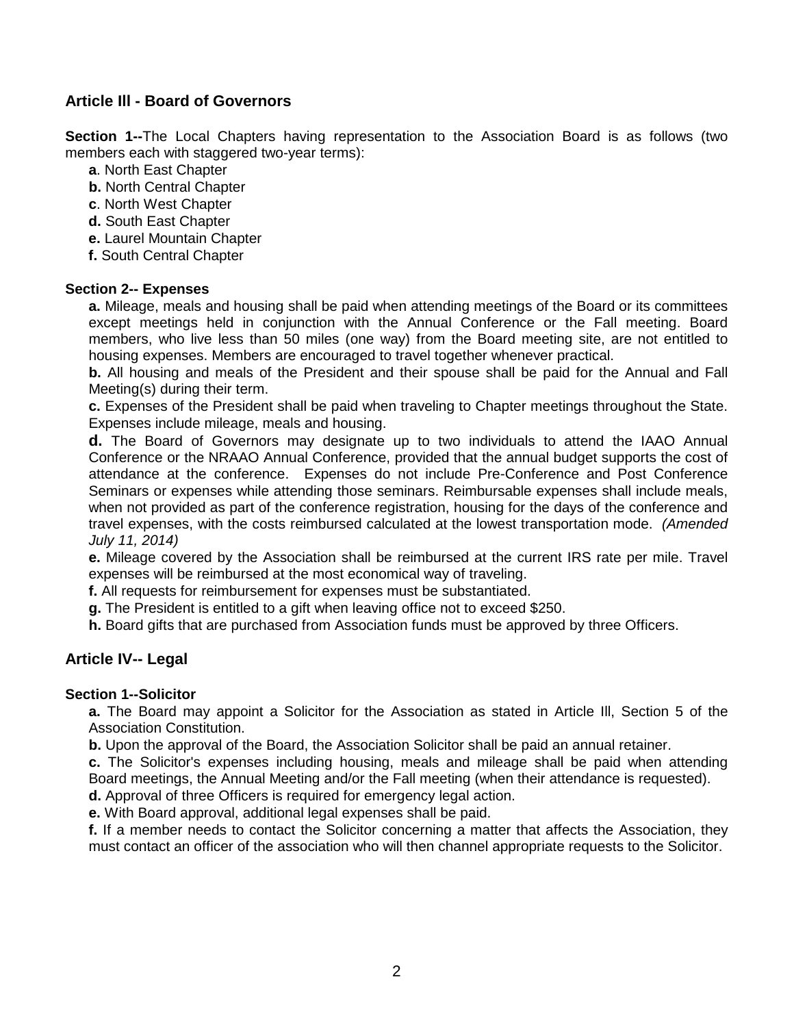## Article Ill - Board of Governors

**Section 1--**The Local Chapters having representation to the Association Board is as follows (two members each with staggered two-year terms):

**a**. North East Chapter
**b.** North Central Chapter
**c**. North West Chapter
**d.** South East Chapter
**e.** Laurel Mountain Chapter
**f.** South Central Chapter

**Section 2-- Expenses**

**a.** Mileage, meals and housing shall be paid when attending meetings of the Board or its committees except meetings held in conjunction with the Annual Conference or the Fall meeting. Board members, who live less than 50 miles (one way) from the Board meeting site, are not entitled to housing expenses. Members are encouraged to travel together whenever practical.

**b.** All housing and meals of the President and their spouse shall be paid for the Annual and Fall Meeting(s) during their term.

**c.** Expenses of the President shall be paid when traveling to Chapter meetings throughout the State. Expenses include mileage, meals and housing.

**d.** The Board of Governors may designate up to two individuals to attend the IAAO Annual Conference or the NRAAO Annual Conference, provided that the annual budget supports the cost of attendance at the conference. Expenses do not include Pre-Conference and Post Conference Seminars or expenses while attending those seminars. Reimbursable expenses shall include meals, when not provided as part of the conference registration, housing for the days of the conference and travel expenses, with the costs reimbursed calculated at the lowest transportation mode. *(Amended July 11, 2014)*

**e.** Mileage covered by the Association shall be reimbursed at the current IRS rate per mile. Travel expenses will be reimbursed at the most economical way of traveling.

**f.** All requests for reimbursement for expenses must be substantiated.

**g.** The President is entitled to a gift when leaving office not to exceed $250.

**h.** Board gifts that are purchased from Association funds must be approved by three Officers.

## Article IV-- Legal

**Section 1--Solicitor**

**a.** The Board may appoint a Solicitor for the Association as stated in Article Ill, Section 5 of the Association Constitution.

**b.** Upon the approval of the Board, the Association Solicitor shall be paid an annual retainer.

**c.** The Solicitor's expenses including housing, meals and mileage shall be paid when attending Board meetings, the Annual Meeting and/or the Fall meeting (when their attendance is requested).

**d.** Approval of three Officers is required for emergency legal action.

**e.** With Board approval, additional legal expenses shall be paid.

**f.** If a member needs to contact the Solicitor concerning a matter that affects the Association, they must contact an officer of the association who will then channel appropriate requests to the Solicitor.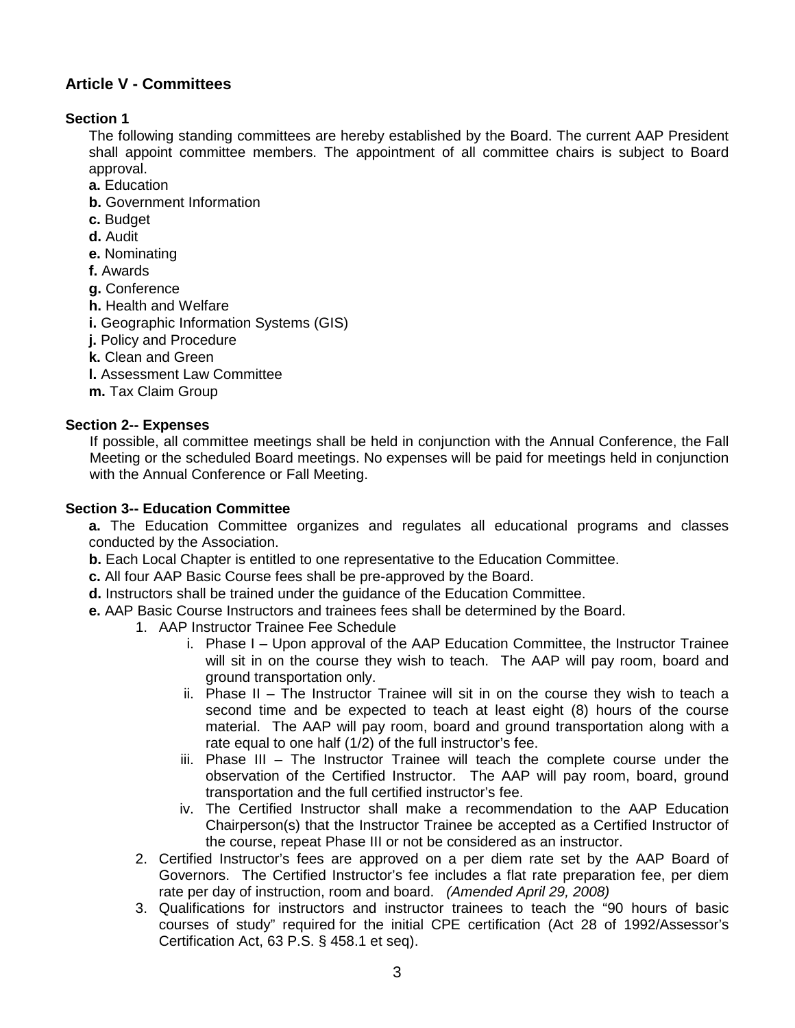## Article V - Committees

### Section 1

The following standing committees are hereby established by the Board. The current AAP President shall appoint committee members. The appointment of all committee chairs is subject to Board approval.

**a.** Education
**b.** Government Information
**c.** Budget
**d.** Audit
**e.** Nominating
**f.** Awards
**g.** Conference
**h.** Health and Welfare
**i.** Geographic Information Systems (GIS)
**j.** Policy and Procedure
**k.** Clean and Green
**l.** Assessment Law Committee
**m.** Tax Claim Group

### Section 2-- Expenses

If possible, all committee meetings shall be held in conjunction with the Annual Conference, the Fall Meeting or the scheduled Board meetings. No expenses will be paid for meetings held in conjunction with the Annual Conference or Fall Meeting.

### Section 3-- Education Committee

**a.** The Education Committee organizes and regulates all educational programs and classes conducted by the Association.

**b.** Each Local Chapter is entitled to one representative to the Education Committee.

**c.** All four AAP Basic Course fees shall be pre-approved by the Board.

**d.** Instructors shall be trained under the guidance of the Education Committee.

**e.** AAP Basic Course Instructors and trainees fees shall be determined by the Board.

1. AAP Instructor Trainee Fee Schedule
    - i. Phase I – Upon approval of the AAP Education Committee, the Instructor Trainee will sit in on the course they wish to teach. The AAP will pay room, board and ground transportation only.
    - ii. Phase II – The Instructor Trainee will sit in on the course they wish to teach a second time and be expected to teach at least eight (8) hours of the course material. The AAP will pay room, board and ground transportation along with a rate equal to one half (1/2) of the full instructor's fee.
    - iii. Phase III – The Instructor Trainee will teach the complete course under the observation of the Certified Instructor. The AAP will pay room, board, ground transportation and the full certified instructor's fee.
    - iv. The Certified Instructor shall make a recommendation to the AAP Education Chairperson(s) that the Instructor Trainee be accepted as a Certified Instructor of the course, repeat Phase III or not be considered as an instructor.
2. Certified Instructor's fees are approved on a per diem rate set by the AAP Board of Governors. The Certified Instructor's fee includes a flat rate preparation fee, per diem rate per day of instruction, room and board. *(Amended April 29, 2008)*
3. Qualifications for instructors and instructor trainees to teach the "90 hours of basic courses of study" required for the initial CPE certification (Act 28 of 1992/Assessor's Certification Act, 63 P.S. § 458.1 et seq).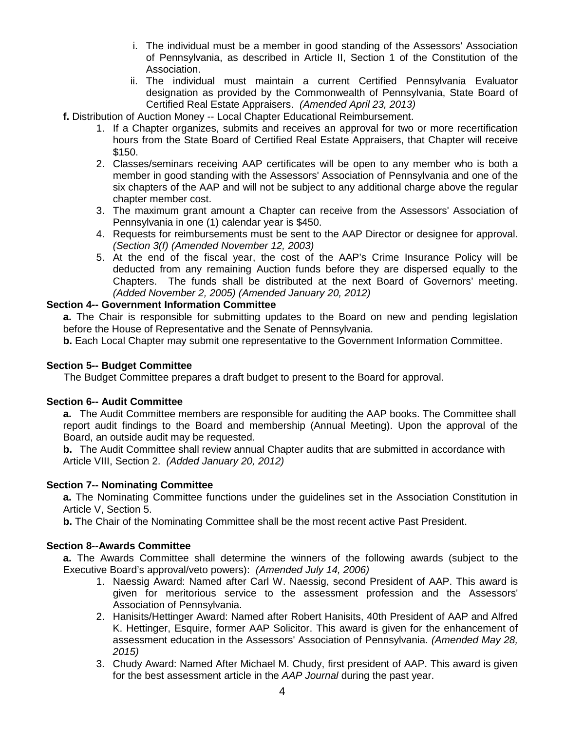i. The individual must be a member in good standing of the Assessors' Association of Pennsylvania, as described in Article II, Section 1 of the Constitution of the Association.
   ii. The individual must maintain a current Certified Pennsylvania Evaluator designation as provided by the Commonwealth of Pennsylvania, State Board of Certified Real Estate Appraisers. *(Amended April 23, 2013)*

**f.** Distribution of Auction Money -- Local Chapter Educational Reimbursement.

1. If a Chapter organizes, submits and receives an approval for two or more recertification hours from the State Board of Certified Real Estate Appraisers, that Chapter will receive $150.
2. Classes/seminars receiving AAP certificates will be open to any member who is both a member in good standing with the Assessors' Association of Pennsylvania and one of the six chapters of the AAP and will not be subject to any additional charge above the regular chapter member cost.
3. The maximum grant amount a Chapter can receive from the Assessors' Association of Pennsylvania in one (1) calendar year is $450.
4. Requests for reimbursements must be sent to the AAP Director or designee for approval. *(Section 3(f) (Amended November 12, 2003)*
5. At the end of the fiscal year, the cost of the AAP's Crime Insurance Policy will be deducted from any remaining Auction funds before they are dispersed equally to the Chapters. The funds shall be distributed at the next Board of Governors' meeting. *(Added November 2, 2005) (Amended January 20, 2012)*

**Section 4-- Government Information Committee**

**a.** The Chair is responsible for submitting updates to the Board on new and pending legislation before the House of Representative and the Senate of Pennsylvania.

**b.** Each Local Chapter may submit one representative to the Government Information Committee.

**Section 5-- Budget Committee**

The Budget Committee prepares a draft budget to present to the Board for approval.

**Section 6-- Audit Committee**

**a.** The Audit Committee members are responsible for auditing the AAP books. The Committee shall report audit findings to the Board and membership (Annual Meeting). Upon the approval of the Board, an outside audit may be requested.

**b.** The Audit Committee shall review annual Chapter audits that are submitted in accordance with Article VIII, Section 2. *(Added January 20, 2012)*

**Section 7-- Nominating Committee**

**a.** The Nominating Committee functions under the guidelines set in the Association Constitution in Article V, Section 5.

**b.** The Chair of the Nominating Committee shall be the most recent active Past President.

**Section 8--Awards Committee**

**a.** The Awards Committee shall determine the winners of the following awards (subject to the Executive Board's approval/veto powers): *(Amended July 14, 2006)*

1. Naessig Award: Named after Carl W. Naessig, second President of AAP. This award is given for meritorious service to the assessment profession and the Assessors' Association of Pennsylvania.
2. Hanisits/Hettinger Award: Named after Robert Hanisits, 40th President of AAP and Alfred K. Hettinger, Esquire, former AAP Solicitor. This award is given for the enhancement of assessment education in the Assessors' Association of Pennsylvania. *(Amended May 28, 2015)*
3. Chudy Award: Named After Michael M. Chudy, first president of AAP. This award is given for the best assessment article in the *AAP Journal* during the past year.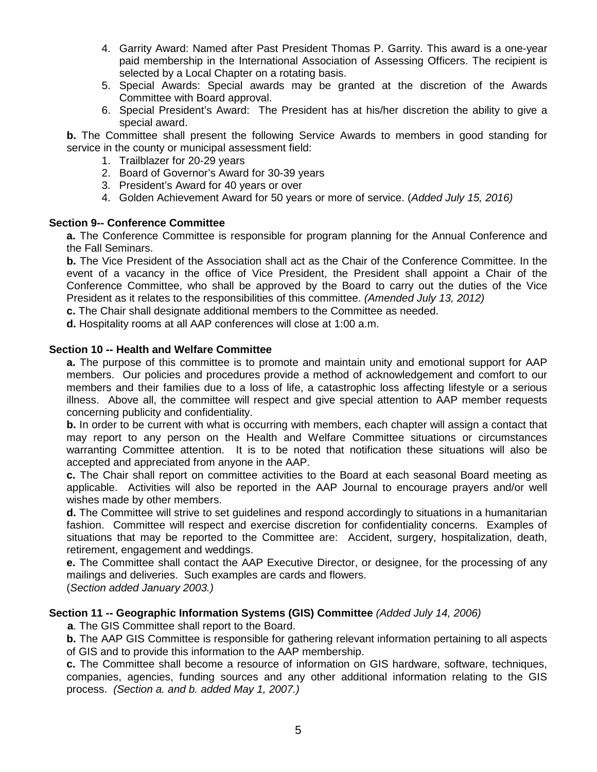4. Garrity Award: Named after Past President Thomas P. Garrity. This award is a one-year paid membership in the International Association of Assessing Officers. The recipient is selected by a Local Chapter on a rotating basis.
5. Special Awards: Special awards may be granted at the discretion of the Awards Committee with Board approval.
6. Special President's Award: The President has at his/her discretion the ability to give a special award.

**b.** The Committee shall present the following Service Awards to members in good standing for service in the county or municipal assessment field:

1. Trailblazer for 20-29 years
2. Board of Governor's Award for 30-39 years
3. President's Award for 40 years or over
4. Golden Achievement Award for 50 years or more of service. (*Added July 15, 2016)*

**Section 9-- Conference Committee**

**a.** The Conference Committee is responsible for program planning for the Annual Conference and the Fall Seminars.

**b.** The Vice President of the Association shall act as the Chair of the Conference Committee. In the event of a vacancy in the office of Vice President, the President shall appoint a Chair of the Conference Committee, who shall be approved by the Board to carry out the duties of the Vice President as it relates to the responsibilities of this committee. *(Amended July 13, 2012)*

**c.** The Chair shall designate additional members to the Committee as needed.

**d.** Hospitality rooms at all AAP conferences will close at 1:00 a.m.

**Section 10 -- Health and Welfare Committee**

**a.** The purpose of this committee is to promote and maintain unity and emotional support for AAP members. Our policies and procedures provide a method of acknowledgement and comfort to our members and their families due to a loss of life, a catastrophic loss affecting lifestyle or a serious illness. Above all, the committee will respect and give special attention to AAP member requests concerning publicity and confidentiality.

**b.** In order to be current with what is occurring with members, each chapter will assign a contact that may report to any person on the Health and Welfare Committee situations or circumstances warranting Committee attention. It is to be noted that notification these situations will also be accepted and appreciated from anyone in the AAP.

**c.** The Chair shall report on committee activities to the Board at each seasonal Board meeting as applicable. Activities will also be reported in the AAP Journal to encourage prayers and/or well wishes made by other members.

**d.** The Committee will strive to set guidelines and respond accordingly to situations in a humanitarian fashion. Committee will respect and exercise discretion for confidentiality concerns. Examples of situations that may be reported to the Committee are: Accident, surgery, hospitalization, death, retirement, engagement and weddings.

**e.** The Committee shall contact the AAP Executive Director, or designee, for the processing of any mailings and deliveries. Such examples are cards and flowers.

(*Section added January 2003.)*

**Section 11 -- Geographic Information Systems (GIS) Committee** *(Added July 14, 2006)*

**a**. The GIS Committee shall report to the Board.

**b.** The AAP GIS Committee is responsible for gathering relevant information pertaining to all aspects of GIS and to provide this information to the AAP membership.

**c.** The Committee shall become a resource of information on GIS hardware, software, techniques, companies, agencies, funding sources and any other additional information relating to the GIS process. *(Section a. and b. added May 1, 2007.)*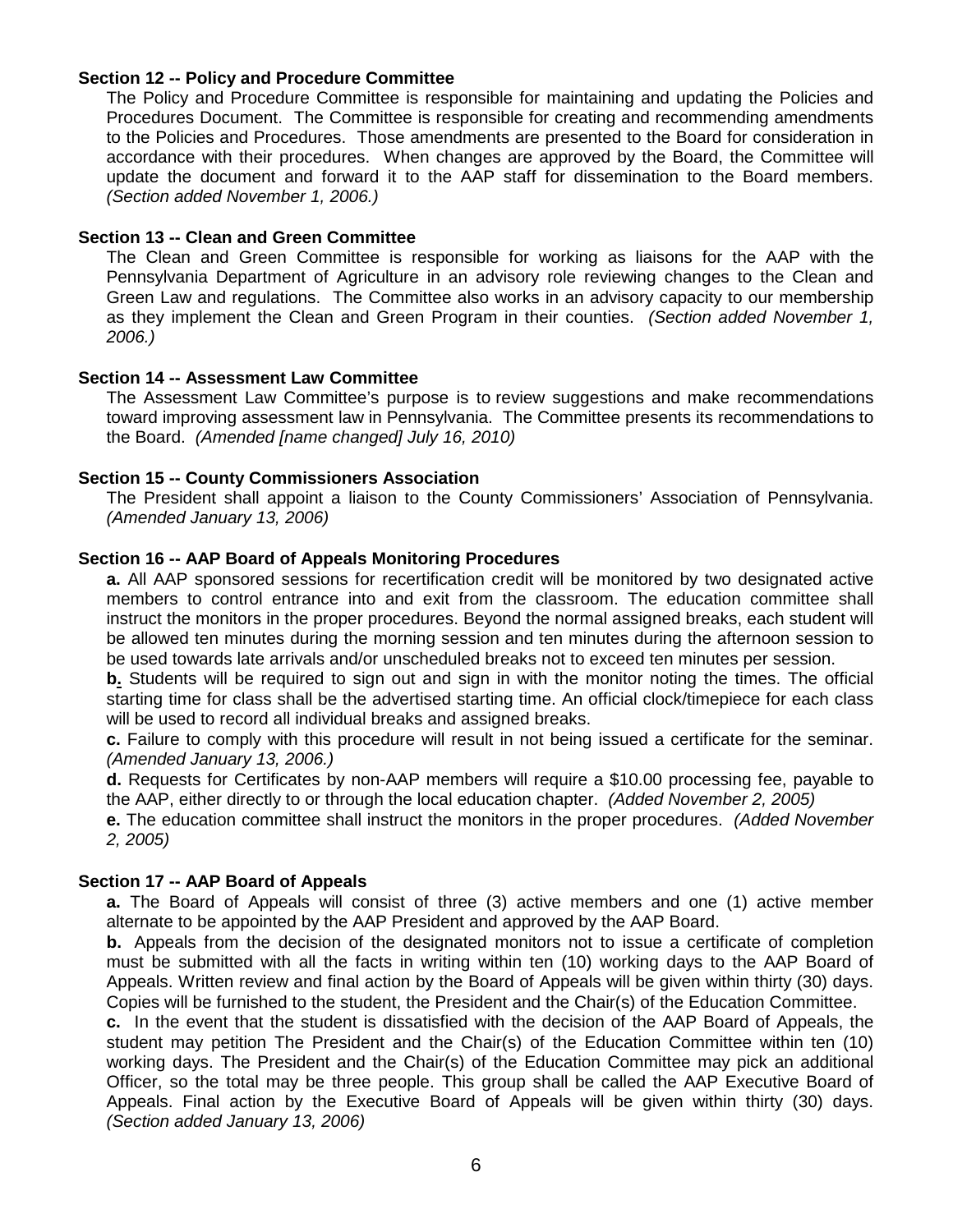**Section 12 -- Policy and Procedure Committee**

The Policy and Procedure Committee is responsible for maintaining and updating the Policies and Procedures Document. The Committee is responsible for creating and recommending amendments to the Policies and Procedures. Those amendments are presented to the Board for consideration in accordance with their procedures. When changes are approved by the Board, the Committee will update the document and forward it to the AAP staff for dissemination to the Board members. *(Section added November 1, 2006.)*

**Section 13 -- Clean and Green Committee**

The Clean and Green Committee is responsible for working as liaisons for the AAP with the Pennsylvania Department of Agriculture in an advisory role reviewing changes to the Clean and Green Law and regulations. The Committee also works in an advisory capacity to our membership as they implement the Clean and Green Program in their counties. *(Section added November 1, 2006.)*

**Section 14 -- Assessment Law Committee**

The Assessment Law Committee's purpose is to review suggestions and make recommendations toward improving assessment law in Pennsylvania. The Committee presents its recommendations to the Board. *(Amended [name changed] July 16, 2010)*

**Section 15 -- County Commissioners Association**

The President shall appoint a liaison to the County Commissioners' Association of Pennsylvania. *(Amended January 13, 2006)*

**Section 16 -- AAP Board of Appeals Monitoring Procedures**

**a.** All AAP sponsored sessions for recertification credit will be monitored by two designated active members to control entrance into and exit from the classroom. The education committee shall instruct the monitors in the proper procedures. Beyond the normal assigned breaks, each student will be allowed ten minutes during the morning session and ten minutes during the afternoon session to be used towards late arrivals and/or unscheduled breaks not to exceed ten minutes per session.

**b.** Students will be required to sign out and sign in with the monitor noting the times. The official starting time for class shall be the advertised starting time. An official clock/timepiece for each class will be used to record all individual breaks and assigned breaks.

**c.** Failure to comply with this procedure will result in not being issued a certificate for the seminar. *(Amended January 13, 2006.)*

**d.** Requests for Certificates by non-AAP members will require a $10.00 processing fee, payable to the AAP, either directly to or through the local education chapter. *(Added November 2, 2005)*

**e.** The education committee shall instruct the monitors in the proper procedures. *(Added November 2, 2005)*

**Section 17 -- AAP Board of Appeals**

**a.** The Board of Appeals will consist of three (3) active members and one (1) active member alternate to be appointed by the AAP President and approved by the AAP Board.

**b.** Appeals from the decision of the designated monitors not to issue a certificate of completion must be submitted with all the facts in writing within ten (10) working days to the AAP Board of Appeals. Written review and final action by the Board of Appeals will be given within thirty (30) days. Copies will be furnished to the student, the President and the Chair(s) of the Education Committee.

**c.** In the event that the student is dissatisfied with the decision of the AAP Board of Appeals, the student may petition The President and the Chair(s) of the Education Committee within ten (10) working days. The President and the Chair(s) of the Education Committee may pick an additional Officer, so the total may be three people. This group shall be called the AAP Executive Board of Appeals. Final action by the Executive Board of Appeals will be given within thirty (30) days. *(Section added January 13, 2006)*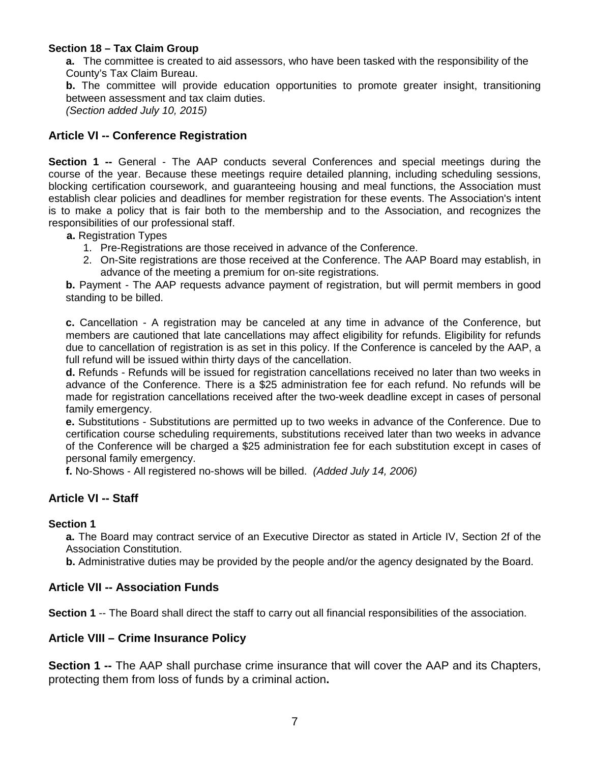**Section 18 – Tax Claim Group**

**a.** The committee is created to aid assessors, who have been tasked with the responsibility of the County's Tax Claim Bureau.

**b.** The committee will provide education opportunities to promote greater insight, transitioning between assessment and tax claim duties.

*(Section added July 10, 2015)*

## Article VI -- Conference Registration

**Section 1 --** General - The AAP conducts several Conferences and special meetings during the course of the year. Because these meetings require detailed planning, including scheduling sessions, blocking certification coursework, and guaranteeing housing and meal functions, the Association must establish clear policies and deadlines for member registration for these events. The Association's intent is to make a policy that is fair both to the membership and to the Association, and recognizes the responsibilities of our professional staff.

**a.** Registration Types

1. Pre-Registrations are those received in advance of the Conference.
2. On-Site registrations are those received at the Conference. The AAP Board may establish, in advance of the meeting a premium for on-site registrations.

**b.** Payment - The AAP requests advance payment of registration, but will permit members in good standing to be billed.

**c.** Cancellation - A registration may be canceled at any time in advance of the Conference, but members are cautioned that late cancellations may affect eligibility for refunds. Eligibility for refunds due to cancellation of registration is as set in this policy. If the Conference is canceled by the AAP, a full refund will be issued within thirty days of the cancellation.

**d.** Refunds - Refunds will be issued for registration cancellations received no later than two weeks in advance of the Conference. There is a $25 administration fee for each refund. No refunds will be made for registration cancellations received after the two-week deadline except in cases of personal family emergency.

**e.** Substitutions - Substitutions are permitted up to two weeks in advance of the Conference. Due to certification course scheduling requirements, substitutions received later than two weeks in advance of the Conference will be charged a $25 administration fee for each substitution except in cases of personal family emergency.

**f.** No-Shows - All registered no-shows will be billed. *(Added July 14, 2006)*

## Article VI -- Staff

**Section 1**

**a.** The Board may contract service of an Executive Director as stated in Article IV, Section 2f of the Association Constitution.

**b.** Administrative duties may be provided by the people and/or the agency designated by the Board.

## Article VII -- Association Funds

**Section 1** -- The Board shall direct the staff to carry out all financial responsibilities of the association.

## Article VIII – Crime Insurance Policy

**Section 1 --** The AAP shall purchase crime insurance that will cover the AAP and its Chapters, protecting them from loss of funds by a criminal action**.**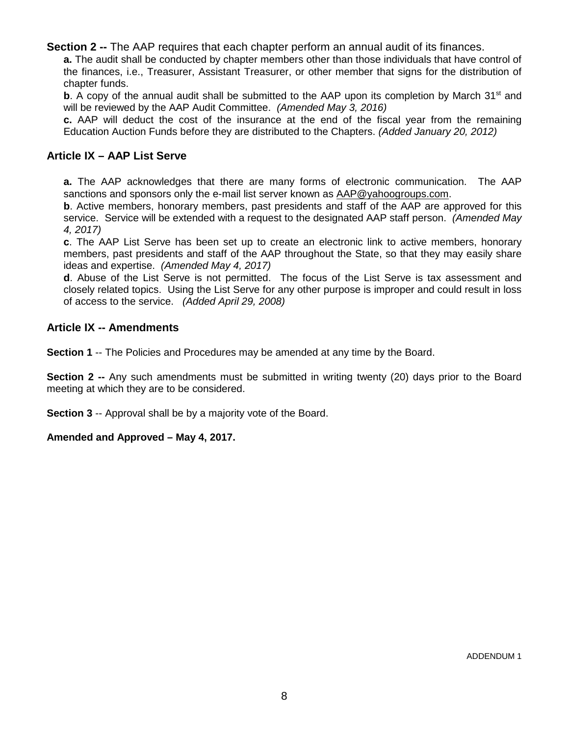**Section 2 --** The AAP requires that each chapter perform an annual audit of its finances.

**a.** The audit shall be conducted by chapter members other than those individuals that have control of the finances, i.e., Treasurer, Assistant Treasurer, or other member that signs for the distribution of chapter funds.

**b**. A copy of the annual audit shall be submitted to the AAP upon its completion by March 31st and will be reviewed by the AAP Audit Committee. *(Amended May 3, 2016)*

**c.** AAP will deduct the cost of the insurance at the end of the fiscal year from the remaining Education Auction Funds before they are distributed to the Chapters. *(Added January 20, 2012)*

## Article IX – AAP List Serve

**a.** The AAP acknowledges that there are many forms of electronic communication. The AAP sanctions and sponsors only the e-mail list server known as AAP@yahoogroups.com.

**b**. Active members, honorary members, past presidents and staff of the AAP are approved for this service. Service will be extended with a request to the designated AAP staff person. *(Amended May 4, 2017)*

**c**. The AAP List Serve has been set up to create an electronic link to active members, honorary members, past presidents and staff of the AAP throughout the State, so that they may easily share ideas and expertise. *(Amended May 4, 2017)*

**d**. Abuse of the List Serve is not permitted. The focus of the List Serve is tax assessment and closely related topics. Using the List Serve for any other purpose is improper and could result in loss of access to the service. *(Added April 29, 2008)*

## Article IX -- Amendments

**Section 1** -- The Policies and Procedures may be amended at any time by the Board.

**Section 2 --** Any such amendments must be submitted in writing twenty (20) days prior to the Board meeting at which they are to be considered.

**Section 3** -- Approval shall be by a majority vote of the Board.

**Amended and Approved – May 4, 2017.**

ADDENDUM 1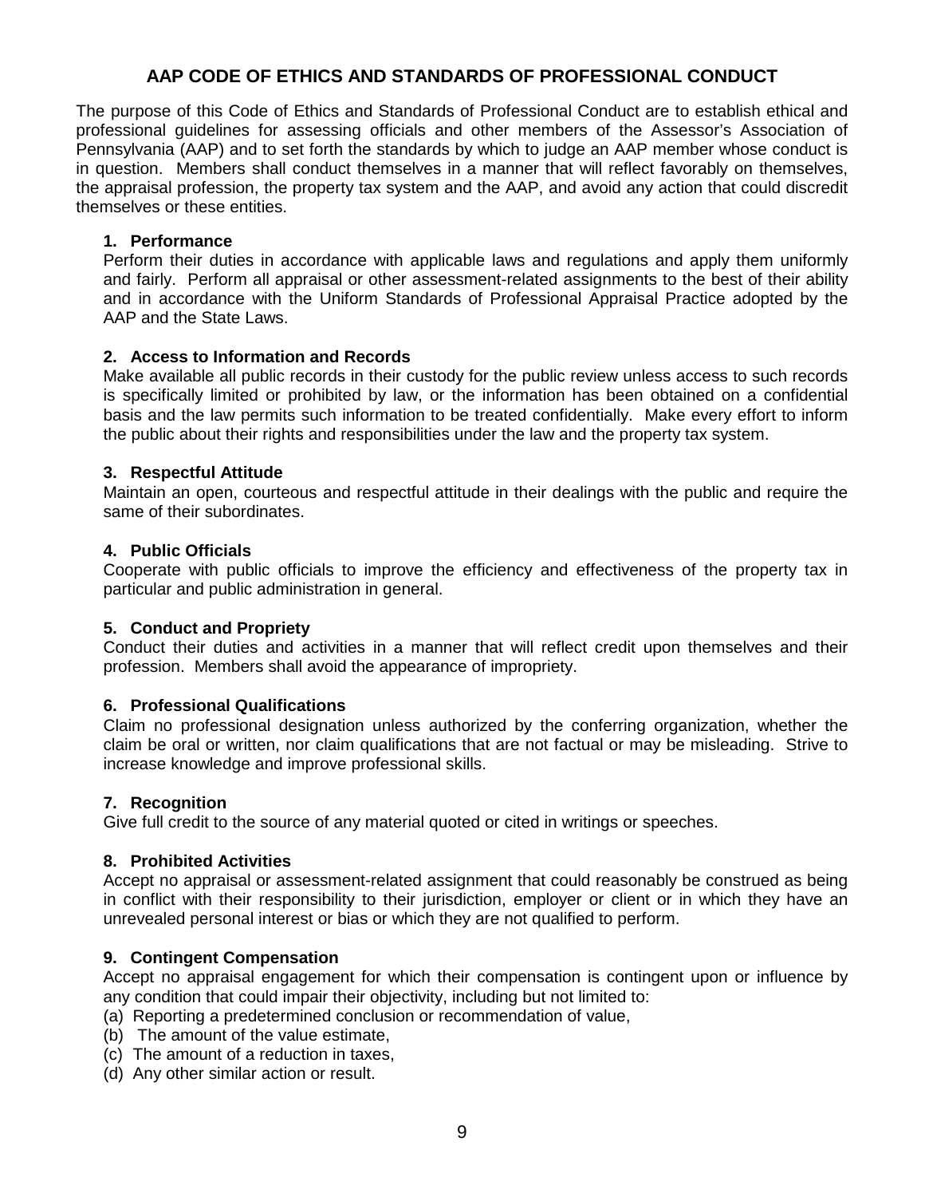# AAP CODE OF ETHICS AND STANDARDS OF PROFESSIONAL CONDUCT

The purpose of this Code of Ethics and Standards of Professional Conduct are to establish ethical and professional guidelines for assessing officials and other members of the Assessor's Association of Pennsylvania (AAP) and to set forth the standards by which to judge an AAP member whose conduct is in question. Members shall conduct themselves in a manner that will reflect favorably on themselves, the appraisal profession, the property tax system and the AAP, and avoid any action that could discredit themselves or these entities.

**1. Performance**
Perform their duties in accordance with applicable laws and regulations and apply them uniformly and fairly. Perform all appraisal or other assessment-related assignments to the best of their ability and in accordance with the Uniform Standards of Professional Appraisal Practice adopted by the AAP and the State Laws.

**2. Access to Information and Records**
Make available all public records in their custody for the public review unless access to such records is specifically limited or prohibited by law, or the information has been obtained on a confidential basis and the law permits such information to be treated confidentially. Make every effort to inform the public about their rights and responsibilities under the law and the property tax system.

**3. Respectful Attitude**
Maintain an open, courteous and respectful attitude in their dealings with the public and require the same of their subordinates.

**4. Public Officials**
Cooperate with public officials to improve the efficiency and effectiveness of the property tax in particular and public administration in general.

**5. Conduct and Propriety**
Conduct their duties and activities in a manner that will reflect credit upon themselves and their profession. Members shall avoid the appearance of impropriety.

**6. Professional Qualifications**
Claim no professional designation unless authorized by the conferring organization, whether the claim be oral or written, nor claim qualifications that are not factual or may be misleading. Strive to increase knowledge and improve professional skills.

**7. Recognition**
Give full credit to the source of any material quoted or cited in writings or speeches.

**8. Prohibited Activities**
Accept no appraisal or assessment-related assignment that could reasonably be construed as being in conflict with their responsibility to their jurisdiction, employer or client or in which they have an unrevealed personal interest or bias or which they are not qualified to perform.

**9. Contingent Compensation**
Accept no appraisal engagement for which their compensation is contingent upon or influence by any condition that could impair their objectivity, including but not limited to:
(a) Reporting a predetermined conclusion or recommendation of value,
(b) The amount of the value estimate,
(c) The amount of a reduction in taxes,
(d) Any other similar action or result.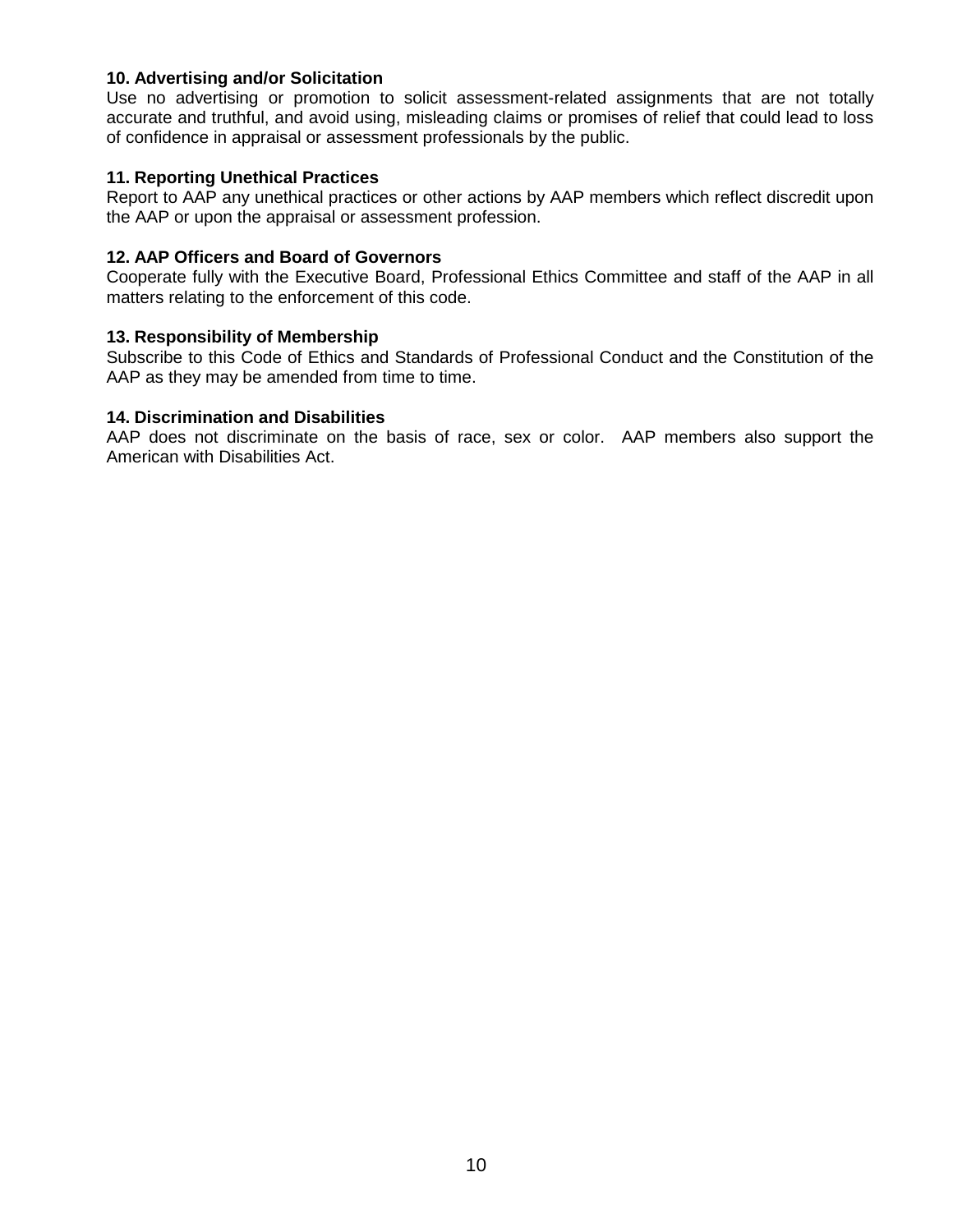**10. Advertising and/or Solicitation**
Use no advertising or promotion to solicit assessment-related assignments that are not totally accurate and truthful, and avoid using, misleading claims or promises of relief that could lead to loss of confidence in appraisal or assessment professionals by the public.

**11. Reporting Unethical Practices**
Report to AAP any unethical practices or other actions by AAP members which reflect discredit upon the AAP or upon the appraisal or assessment profession.

**12. AAP Officers and Board of Governors**
Cooperate fully with the Executive Board, Professional Ethics Committee and staff of the AAP in all matters relating to the enforcement of this code.

**13. Responsibility of Membership**
Subscribe to this Code of Ethics and Standards of Professional Conduct and the Constitution of the AAP as they may be amended from time to time.

**14. Discrimination and Disabilities**
AAP does not discriminate on the basis of race, sex or color. AAP members also support the American with Disabilities Act.